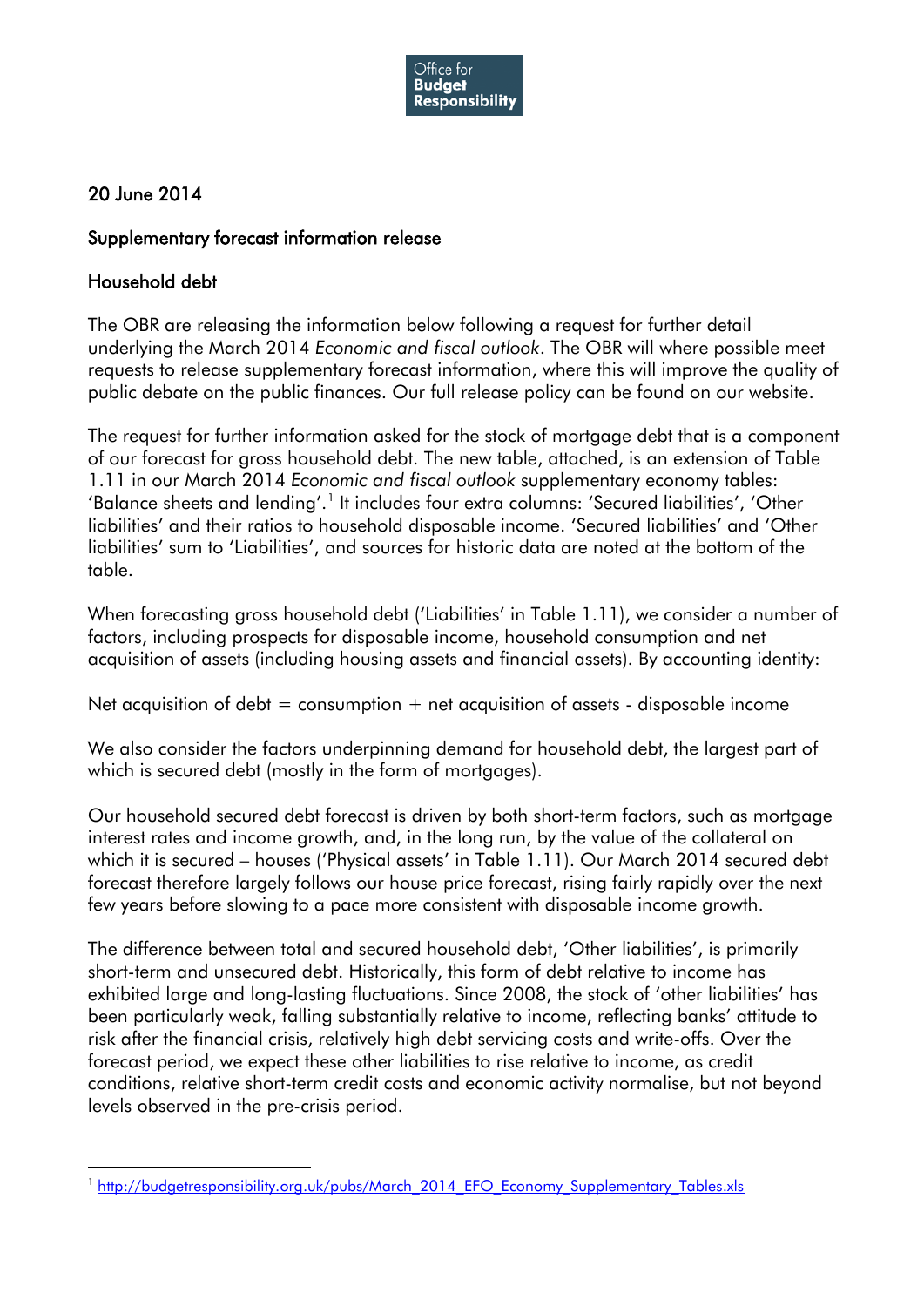20 June 2014

Supplementary forecast information release

Household debt

The OBR are releasing the information below following a request for further detail underlying the March 2014 *Economic and fiscal outlook*. The OBR will where possible meet requests to release supplementary forecast information, where this will improve the quality of public debate on the public finances. Our full release policy can be found on our website.

The request for further information asked for the stock of mortgage debt that is a component of our forecast for gross household debt. The new table, attached, is an extension of Table 1.11 in our March 2014 *Economic and fiscal outlook* supplementary economy tables: 'Balance sheets and lending'.[1] It includes four extra columns: 'Secured liabilities', 'Other liabilities' and their ratios to household disposable income. 'Secured liabilities' and 'Other liabilities' sum to 'Liabilities', and sources for historic data are noted at the bottom of the table.

When forecasting gross household debt ('Liabilities' in Table 1.11), we consider a number of factors, including prospects for disposable income, household consumption and net acquisition of assets (including housing assets and financial assets). By accounting identity:

Net acquisition of debt = consumption + net acquisition of assets - disposable income

We also consider the factors underpinning demand for household debt, the largest part of which is secured debt (mostly in the form of mortgages).

Our household secured debt forecast is driven by both short-term factors, such as mortgage interest rates and income growth, and, in the long run, by the value of the collateral on which it is secured – houses ('Physical assets' in Table 1.11). Our March 2014 secured debt forecast therefore largely follows our house price forecast, rising fairly rapidly over the next few years before slowing to a pace more consistent with disposable income growth.

The difference between total and secured household debt, 'Other liabilities', is primarily short-term and unsecured debt. Historically, this form of debt relative to income has exhibited large and long-lasting fluctuations. Since 2008, the stock of 'other liabilities' has been particularly weak, falling substantially relative to income, reflecting banks' attitude to risk after the financial crisis, relatively high debt servicing costs and write-offs. Over the forecast period, we expect these other liabilities to rise relative to income, as credit conditions, relative short-term credit costs and economic activity normalise, but not beyond levels observed in the pre-crisis period.

[1] http://budgetresponsibility.org.uk/pubs/March_2014_EFO_Economy_Supplementary_Tables.xls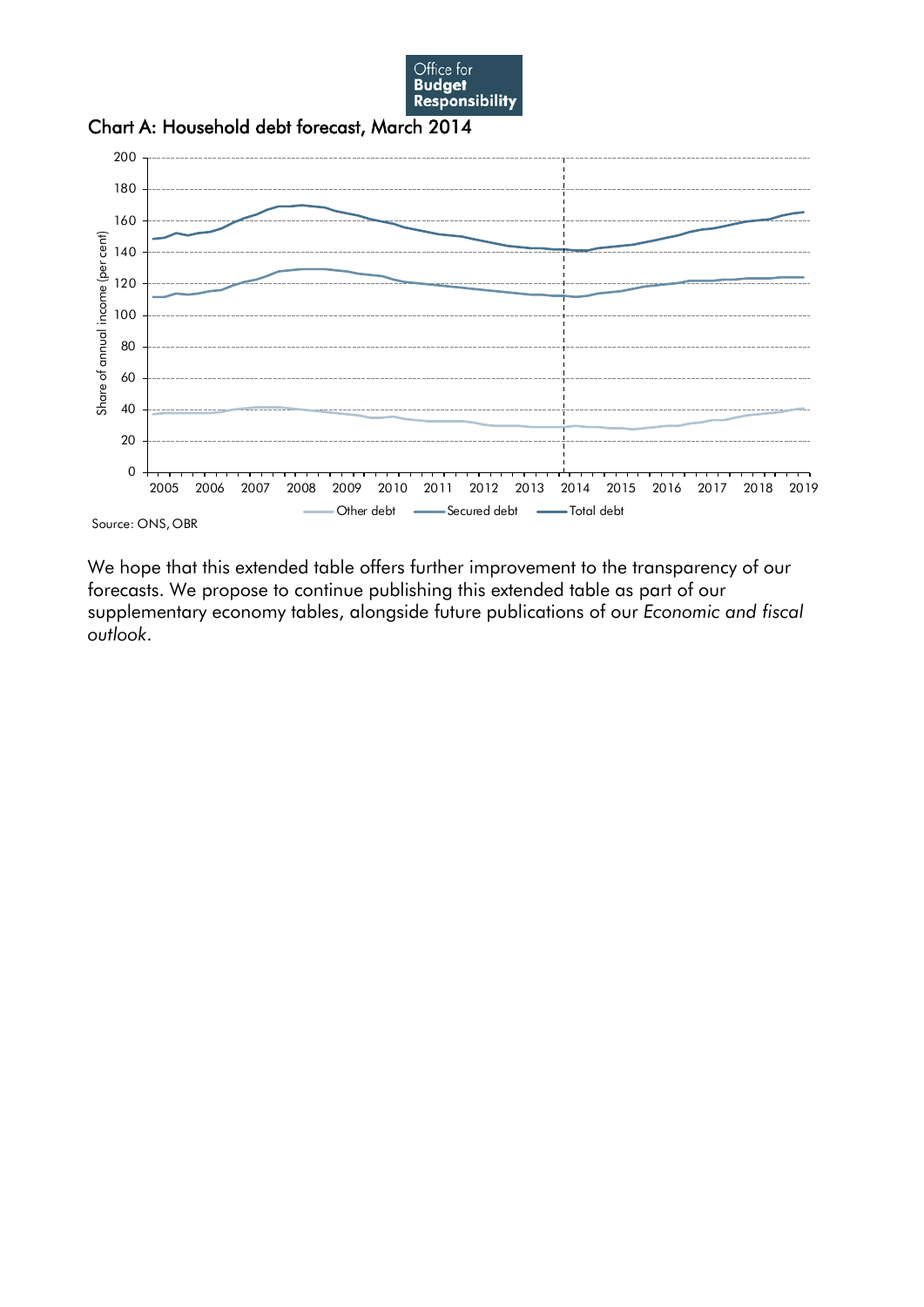Chart A: Household debt forecast, March 2014

Share of annual income (per cent)

200
180
160
140
120
100
80
60
40
20
0

2005 2006 2007 2008 2009 2010 2011 2012 2013 2014 2015 2016 2017 2018 2019

Other debt   Secured debt   Total debt

Source: ONS, OBR

We hope that this extended table offers further improvement to the transparency of our forecasts. We propose to continue publishing this extended table as part of our supplementary economy tables, alongside future publications of our *Economic and fiscal outlook*.